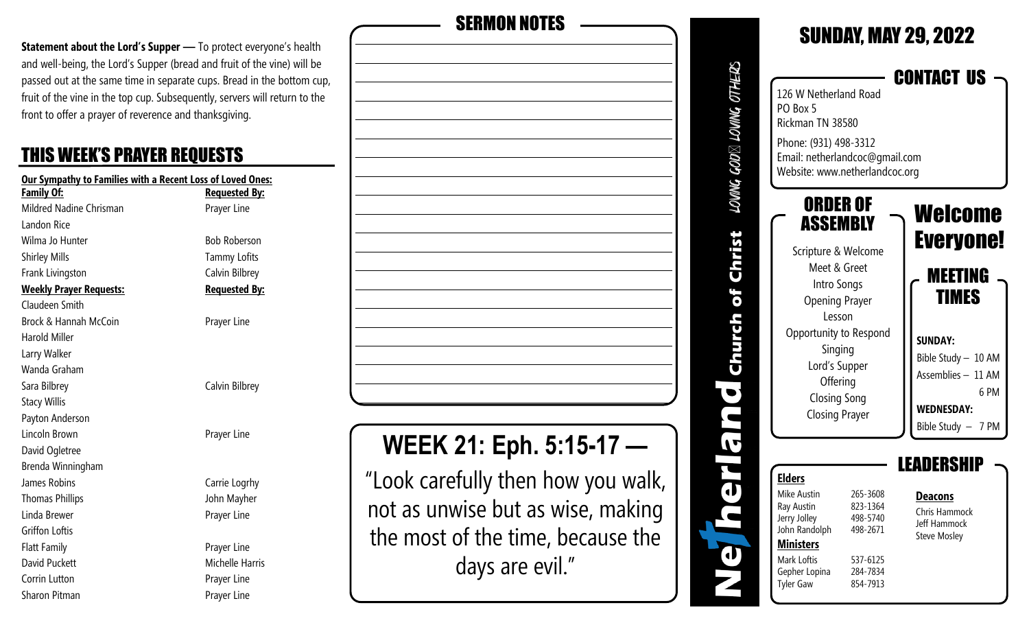**Statement about the Lord's Supper —** To protect everyone's health and well-being, the Lord's Supper (bread and fruit of the vine) will be passed out at the same time in separate cups. Bread in the bottom cup, fruit of the vine in the top cup. Subsequently, servers will return to the front to offer a prayer of reverence and thanksgiving.

## THIS WEEK'S PRAYER REQUESTS

**Our Sympathy to Families with a Recent Loss of Loved Ones:**

| **Family Of:** | **Requested By:** |
|---|---|
| Mildred Nadine Chrisman | Prayer Line |
| Landon Rice | |
| Wilma Jo Hunter | Bob Roberson |
| Shirley Mills | Tammy Lofits |
| Frank Livingston | Calvin Bilbrey |

| **Weekly Prayer Requests:** | **Requested By:** |
|---|---|
| Claudeen Smith | |
| Brock & Hannah McCoin | Prayer Line |
| Harold Miller | |
| Larry Walker | |
| Wanda Graham | |
| Sara Bilbrey | Calvin Bilbrey |
| Stacy Willis | |
| Payton Anderson | |
| Lincoln Brown | Prayer Line |
| David Ogletree | |
| Brenda Winningham | |
| James Robins | Carrie Logrhy |
| Thomas Phillips | John Mayher |
| Linda Brewer | Prayer Line |
| Griffon Loftis | |
| Flatt Family | Prayer Line |
| David Puckett | Michelle Harris |
| Corrin Lutton | Prayer Line |
| Sharon Pitman | Prayer Line |

## SERMON NOTES

## WEEK 21: Eph. 5:15-17 —

"Look carefully then how you walk, not as unwise but as wise, making the most of the time, because the days are evil."

**Netherland Church of Christ** — LOVING GOD LOVING OTHERS

# SUNDAY, MAY 29, 2022

## CONTACT US

126 W Netherland Road
PO Box 5
Rickman TN 38580

Phone: (931) 498-3312
Email: netherlandcoc@gmail.com
Website: www.netherlandcoc.org

## ORDER OF ASSEMBLY

Scripture & Welcome
Meet & Greet
Intro Songs
Opening Prayer
Lesson
Opportunity to Respond
Singing
Lord's Supper
Offering
Closing Song
Closing Prayer

## Welcome Everyone!

## MEETING TIMES

**SUNDAY:**
Bible Study – 10 AM
Assemblies – 11 AM
6 PM

**WEDNESDAY:**
Bible Study – 7 PM

## LEADERSHIP

**Elders**

| | |
|---|---|
| Mike Austin | 265-3608 |
| Ray Austin | 823-1364 |
| Jerry Jolley | 498-5740 |
| John Randolph | 498-2671 |

**Ministers**

| | |
|---|---|
| Mark Loftis | 537-6125 |
| Gepher Lopina | 284-7834 |
| Tyler Gaw | 854-7913 |

**Deacons**

Chris Hammock
Jeff Hammock
Steve Mosley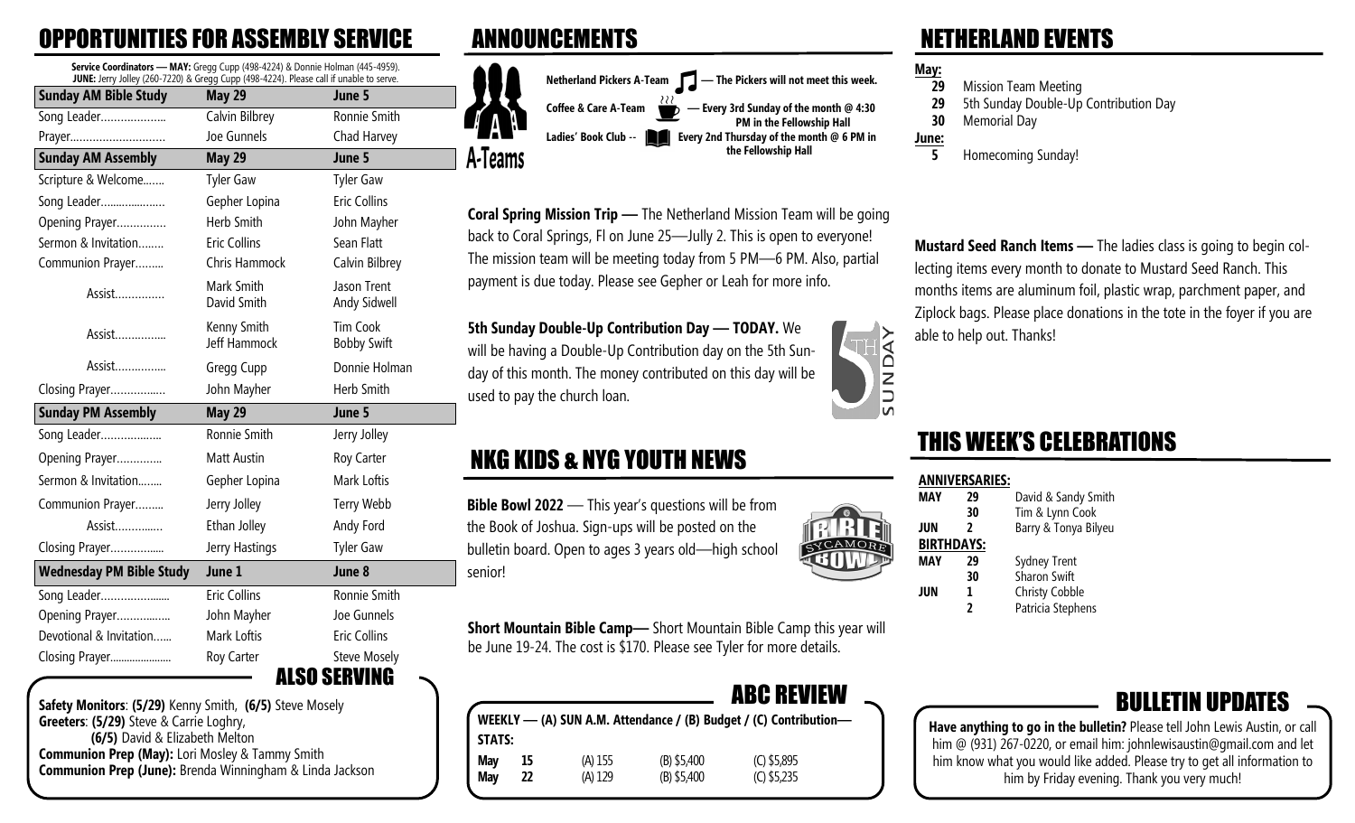# OPPORTUNITIES FOR ASSEMBLY SERVICE

**Service Coordinators — MAY:** Gregg Cupp (498-4224) & Donnie Holman (445-4959).
**JUNE:** Jerry Jolley (260-7220) & Gregg Cupp (498-4224). Please call if unable to serve.

| Sunday AM Bible Study | May 29 | June 5 |
|---|---|---|
| Song Leader.................... | Calvin Bilbrey | Ronnie Smith |
| Prayer............................. | Joe Gunnels | Chad Harvey |
| **Sunday AM Assembly** | **May 29** | **June 5** |
| Scripture & Welcome....... | Tyler Gaw | Tyler Gaw |
| Song Leader..................... | Gepher Lopina | Eric Collins |
| Opening Prayer............... | Herb Smith | John Mayher |
| Sermon & Invitation........ | Eric Collins | Sean Flatt |
| Communion Prayer......... | Chris Hammock | Calvin Bilbrey |
| Assist............... | Mark Smith, David Smith | Jason Trent, Andy Sidwell |
| Assist................ | Kenny Smith, Jeff Hammock | Tim Cook, Bobby Swift |
| Assist................ | Gregg Cupp | Donnie Holman |
| Closing Prayer................. | John Mayher | Herb Smith |
| **Sunday PM Assembly** | **May 29** | **June 5** |
| Song Leader.................... | Ronnie Smith | Jerry Jolley |
| Opening Prayer.............. | Matt Austin | Roy Carter |
| Sermon & Invitation........ | Gepher Lopina | Mark Loftis |
| Communion Prayer......... | Jerry Jolley | Terry Webb |
| Assist............... | Ethan Jolley | Andy Ford |
| Closing Prayer................. | Jerry Hastings | Tyler Gaw |
| **Wednesday PM Bible Study** | **June 1** | **June 8** |
| Song Leader..................... | Eric Collins | Ronnie Smith |
| Opening Prayer................. | John Mayher | Joe Gunnels |
| Devotional & Invitation...... | Mark Loftis | Eric Collins |
| Closing Prayer..................... | Roy Carter | Steve Mosely |

## ALSO SERVING

**Safety Monitors**: **(5/29)** Kenny Smith, **(6/5)** Steve Mosely
**Greeters**: **(5/29)** Steve & Carrie Loghry,
**(6/5)** David & Elizabeth Melton
**Communion Prep (May):** Lori Mosley & Tammy Smith
**Communion Prep (June):** Brenda Winningham & Linda Jackson

# ANNOUNCEMENTS

A-Teams

**Netherland Pickers A-Team** — **The Pickers will not meet this week.**
**Coffee & Care A-Team** — **Every 3rd Sunday of the month @ 4:30 PM in the Fellowship Hall**
**Ladies' Book Club** -- **Every 2nd Thursday of the month @ 6 PM in the Fellowship Hall**

**Coral Spring Mission Trip —** The Netherland Mission Team will be going back to Coral Springs, Fl on June 25—Jully 2. This is open to everyone! The mission team will be meeting today from 5 PM—6 PM. Also, partial payment is due today. Please see Gepher or Leah for more info.

**5th Sunday Double-Up Contribution Day — TODAY.** We will be having a Double-Up Contribution day on the 5th Sunday of this month. The money contributed on this day will be used to pay the church loan.

# NKG KIDS & NYG YOUTH NEWS

**Bible Bowl 2022** — This year's questions will be from the Book of Joshua. Sign-ups will be posted on the bulletin board. Open to ages 3 years old—high school senior!

**Short Mountain Bible Camp—** Short Mountain Bible Camp this year will be June 19-24. The cost is $170. Please see Tyler for more details.

## ABC REVIEW

**WEEKLY — (A) SUN A.M. Attendance / (B) Budget / (C) Contribution—**
**STATS:**

| | | | | |
|---|---|---|---|---|
| **May** | **15** | (A) 155 | (B) $5,400 | (C) $5,895 |
| **May** | **22** | (A) 129 | (B) $5,400 | (C) $5,235 |

# NETHERLAND EVENTS

**May:**
- **29** Mission Team Meeting
- **29** 5th Sunday Double-Up Contribution Day
- **30** Memorial Day

**June:**
- **5** Homecoming Sunday!

**Mustard Seed Ranch Items —** The ladies class is going to begin collecting items every month to donate to Mustard Seed Ranch. This months items are aluminum foil, plastic wrap, parchment paper, and Ziplock bags. Please place donations in the tote in the foyer if you are able to help out. Thanks!

# THIS WEEK'S CELEBRATIONS

**ANNIVERSARIES:**

| | | |
|---|---|---|
| **MAY** | **29** | David & Sandy Smith |
| | **30** | Tim & Lynn Cook |
| **JUN** | **2** | Barry & Tonya Bilyeu |

**BIRTHDAYS:**

| | | |
|---|---|---|
| **MAY** | **29** | Sydney Trent |
| | **30** | Sharon Swift |
| **JUN** | **1** | Christy Cobble |
| | **2** | Patricia Stephens |

## BULLETIN UPDATES

**Have anything to go in the bulletin?** Please tell John Lewis Austin, or call him @ (931) 267-0220, or email him: johnlewisaustin@gmail.com and let him know what you would like added. Please try to get all information to him by Friday evening. Thank you very much!